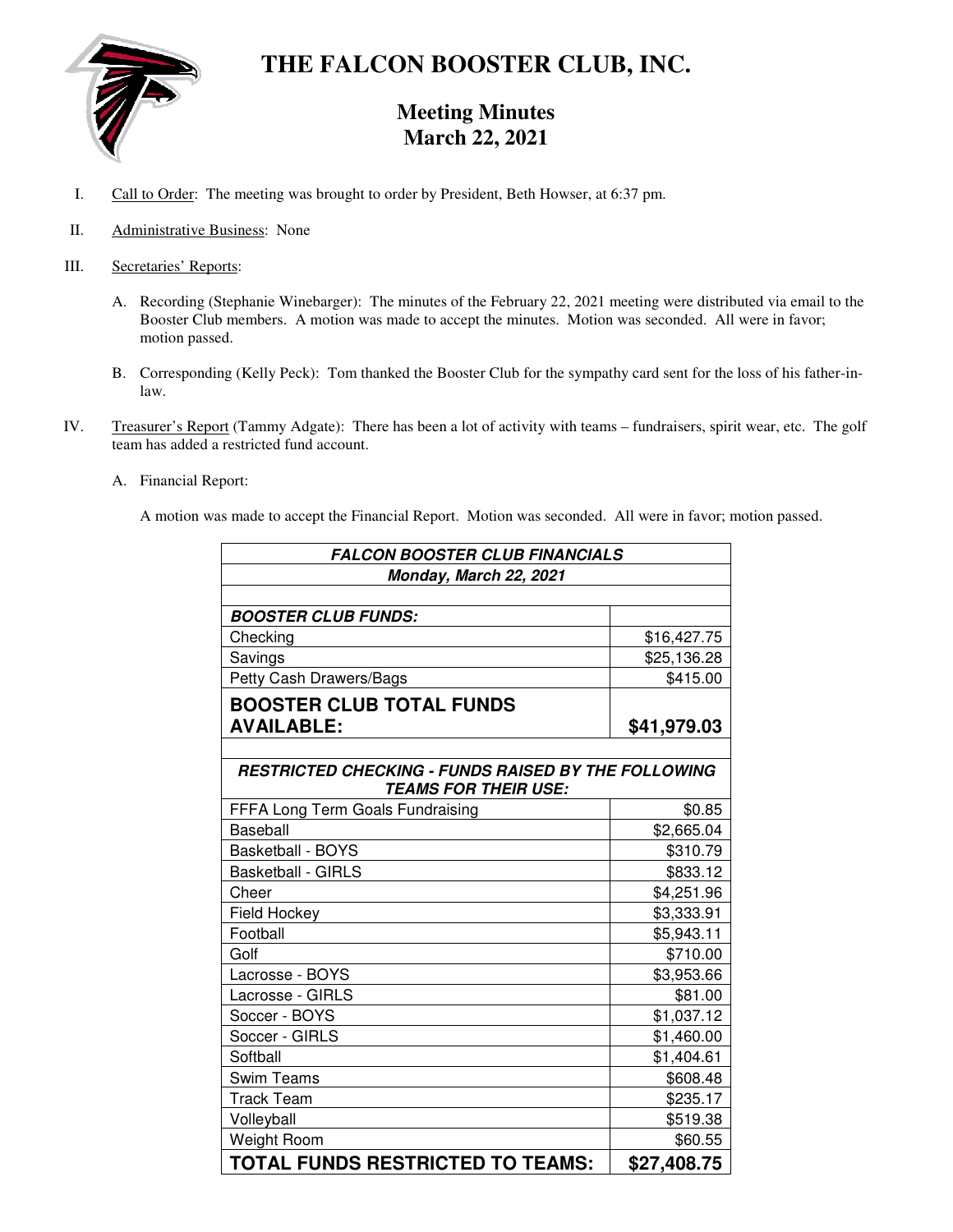# THE FALCON BOOSTER CLUB, INC.

## Meeting Minutes
## March 22, 2021

I. Call to Order: The meeting was brought to order by President, Beth Howser, at 6:37 pm.

II. Administrative Business: None

III. Secretaries' Reports:

A. Recording (Stephanie Winebarger): The minutes of the February 22, 2021 meeting were distributed via email to the Booster Club members. A motion was made to accept the minutes. Motion was seconded. All were in favor; motion passed.

B. Corresponding (Kelly Peck): Tom thanked the Booster Club for the sympathy card sent for the loss of his father-in-law.

IV. Treasurer's Report (Tammy Adgate): There has been a lot of activity with teams – fundraisers, spirit wear, etc. The golf team has added a restricted fund account.

A. Financial Report:

A motion was made to accept the Financial Report. Motion was seconded. All were in favor; motion passed.

| ***FALCON BOOSTER CLUB FINANCIALS*** | |
|---|---|
| ***Monday, March 22, 2021*** | |
| | |
| ***BOOSTER CLUB FUNDS:*** | |
| Checking | $16,427.75 |
| Savings | $25,136.28 |
| Petty Cash Drawers/Bags | $415.00 |
| **BOOSTER CLUB TOTAL FUNDS AVAILABLE:** | **$41,979.03** |
| | |
| ***RESTRICTED CHECKING - FUNDS RAISED BY THE FOLLOWING TEAMS FOR THEIR USE:*** | |
| FFFA Long Term Goals Fundraising | $0.85 |
| Baseball | $2,665.04 |
| Basketball - BOYS | $310.79 |
| Basketball - GIRLS | $833.12 |
| Cheer | $4,251.96 |
| Field Hockey | $3,333.91 |
| Football | $5,943.11 |
| Golf | $710.00 |
| Lacrosse - BOYS | $3,953.66 |
| Lacrosse - GIRLS | $81.00 |
| Soccer - BOYS | $1,037.12 |
| Soccer - GIRLS | $1,460.00 |
| Softball | $1,404.61 |
| Swim Teams | $608.48 |
| Track Team | $235.17 |
| Volleyball | $519.38 |
| Weight Room | $60.55 |
| **TOTAL FUNDS RESTRICTED TO TEAMS:** | **$27,408.75** |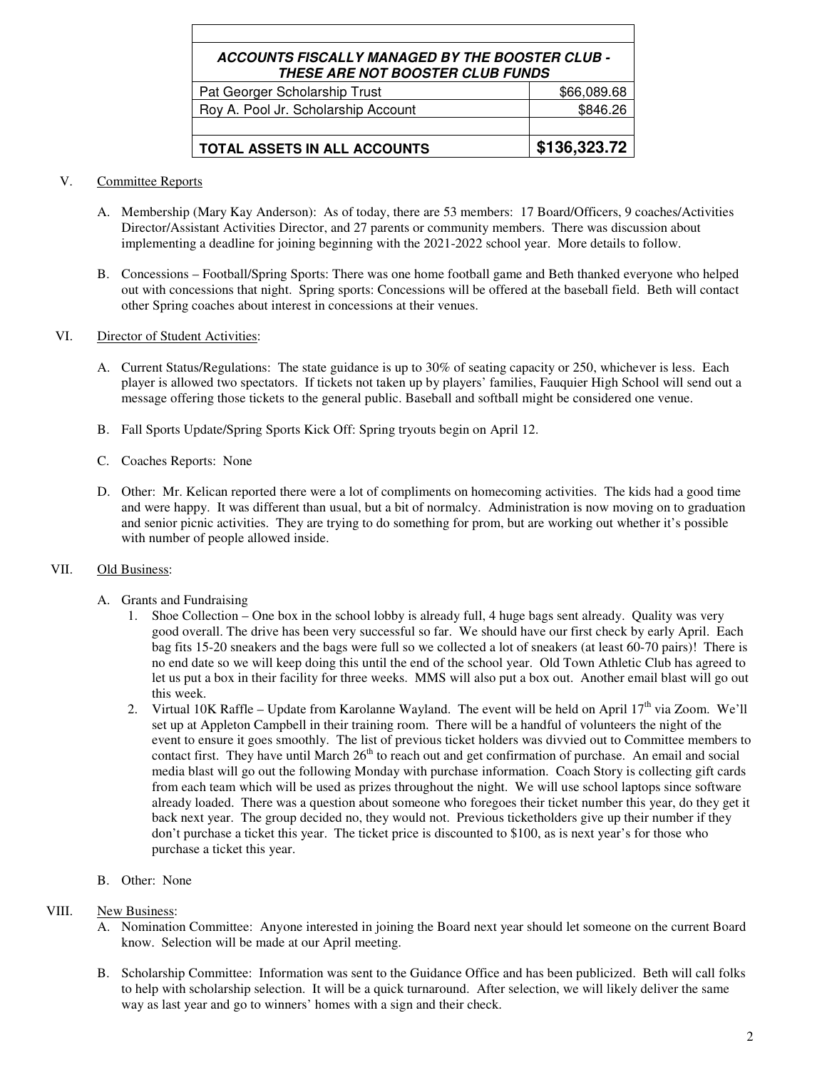| | |
|---|---|
| ***ACCOUNTS FISCALLY MANAGED BY THE BOOSTER CLUB - THESE ARE NOT BOOSTER CLUB FUNDS*** | |
| Pat Georger Scholarship Trust | $66,089.68 |
| Roy A. Pool Jr. Scholarship Account | $846.26 |
| | |
| **TOTAL ASSETS IN ALL ACCOUNTS** | **$136,323.72** |

V. Committee Reports

A. Membership (Mary Kay Anderson): As of today, there are 53 members: 17 Board/Officers, 9 coaches/Activities Director/Assistant Activities Director, and 27 parents or community members. There was discussion about implementing a deadline for joining beginning with the 2021-2022 school year. More details to follow.

B. Concessions – Football/Spring Sports: There was one home football game and Beth thanked everyone who helped out with concessions that night. Spring sports: Concessions will be offered at the baseball field. Beth will contact other Spring coaches about interest in concessions at their venues.

VI. Director of Student Activities:

A. Current Status/Regulations: The state guidance is up to 30% of seating capacity or 250, whichever is less. Each player is allowed two spectators. If tickets not taken up by players' families, Fauquier High School will send out a message offering those tickets to the general public. Baseball and softball might be considered one venue.

B. Fall Sports Update/Spring Sports Kick Off: Spring tryouts begin on April 12.

C. Coaches Reports: None

D. Other: Mr. Kelican reported there were a lot of compliments on homecoming activities. The kids had a good time and were happy. It was different than usual, but a bit of normalcy. Administration is now moving on to graduation and senior picnic activities. They are trying to do something for prom, but are working out whether it's possible with number of people allowed inside.

VII. Old Business:

A. Grants and Fundraising
   1. Shoe Collection – One box in the school lobby is already full, 4 huge bags sent already. Quality was very good overall. The drive has been very successful so far. We should have our first check by early April. Each bag fits 15-20 sneakers and the bags were full so we collected a lot of sneakers (at least 60-70 pairs)! There is no end date so we will keep doing this until the end of the school year. Old Town Athletic Club has agreed to let us put a box in their facility for three weeks. MMS will also put a box out. Another email blast will go out this week.
   2. Virtual 10K Raffle – Update from Karolanne Wayland. The event will be held on April 17th via Zoom. We'll set up at Appleton Campbell in their training room. There will be a handful of volunteers the night of the event to ensure it goes smoothly. The list of previous ticket holders was divvied out to Committee members to contact first. They have until March 26th to reach out and get confirmation of purchase. An email and social media blast will go out the following Monday with purchase information. Coach Story is collecting gift cards from each team which will be used as prizes throughout the night. We will use school laptops since software already loaded. There was a question about someone who foregoes their ticket number this year, do they get it back next year. The group decided no, they would not. Previous ticketholders give up their number if they don't purchase a ticket this year. The ticket price is discounted to $100, as is next year's for those who purchase a ticket this year.

B. Other: None

VIII. New Business:

A. Nomination Committee: Anyone interested in joining the Board next year should let someone on the current Board know. Selection will be made at our April meeting.

B. Scholarship Committee: Information was sent to the Guidance Office and has been publicized. Beth will call folks to help with scholarship selection. It will be a quick turnaround. After selection, we will likely deliver the same way as last year and go to winners' homes with a sign and their check.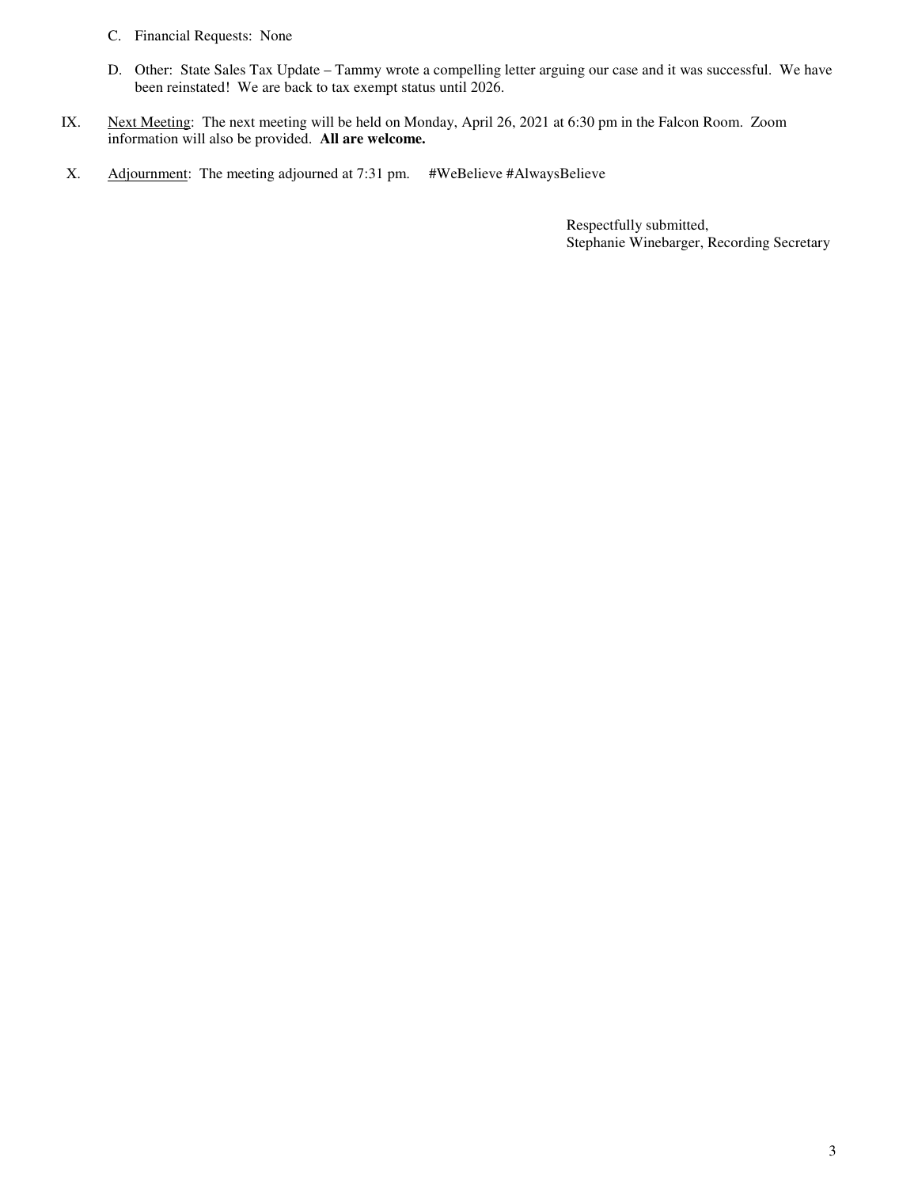C. Financial Requests: None

D. Other: State Sales Tax Update – Tammy wrote a compelling letter arguing our case and it was successful. We have been reinstated! We are back to tax exempt status until 2026.

IX. Next Meeting: The next meeting will be held on Monday, April 26, 2021 at 6:30 pm in the Falcon Room. Zoom information will also be provided. **All are welcome.**

X. Adjournment: The meeting adjourned at 7:31 pm. #WeBelieve #AlwaysBelieve

Respectfully submitted,
Stephanie Winebarger, Recording Secretary